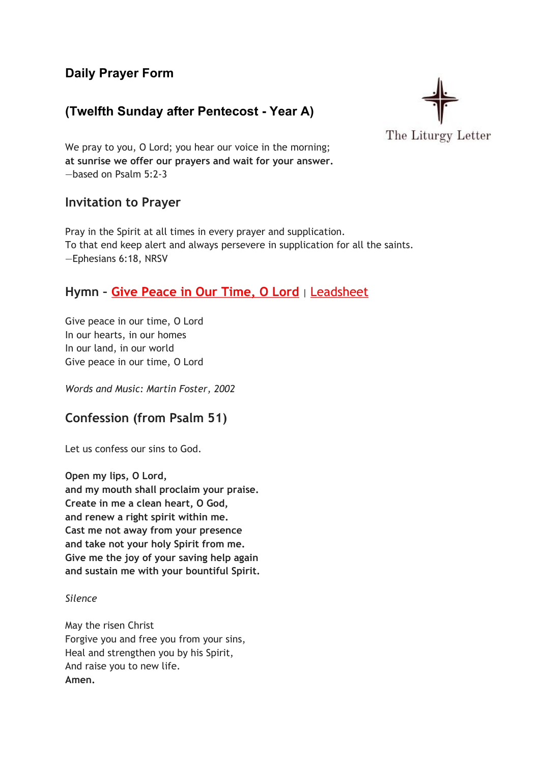## Daily Prayer Form

## (Twelfth Sunday after Pentecost - Year A)

The Liturgy Letter

We pray to you, O Lord; you hear our voice in the morning;
**at sunrise we offer our prayers and wait for your answer.**
—based on Psalm 5:2-3

### Invitation to Prayer

Pray in the Spirit at all times in every prayer and supplication.
To that end keep alert and always persevere in supplication for all the saints.
—Ephesians 6:18, NRSV

### Hymn - Give Peace in Our Time, O Lord | Leadsheet

Give peace in our time, O Lord
In our hearts, in our homes
In our land, in our world
Give peace in our time, O Lord

*Words and Music: Martin Foster, 2002*

### Confession (from Psalm 51)

Let us confess our sins to God.

**Open my lips, O Lord,**
**and my mouth shall proclaim your praise.**
**Create in me a clean heart, O God,**
**and renew a right spirit within me.**
**Cast me not away from your presence**
**and take not your holy Spirit from me.**
**Give me the joy of your saving help again**
**and sustain me with your bountiful Spirit.**

*Silence*

May the risen Christ
Forgive you and free you from your sins,
Heal and strengthen you by his Spirit,
And raise you to new life.
**Amen.**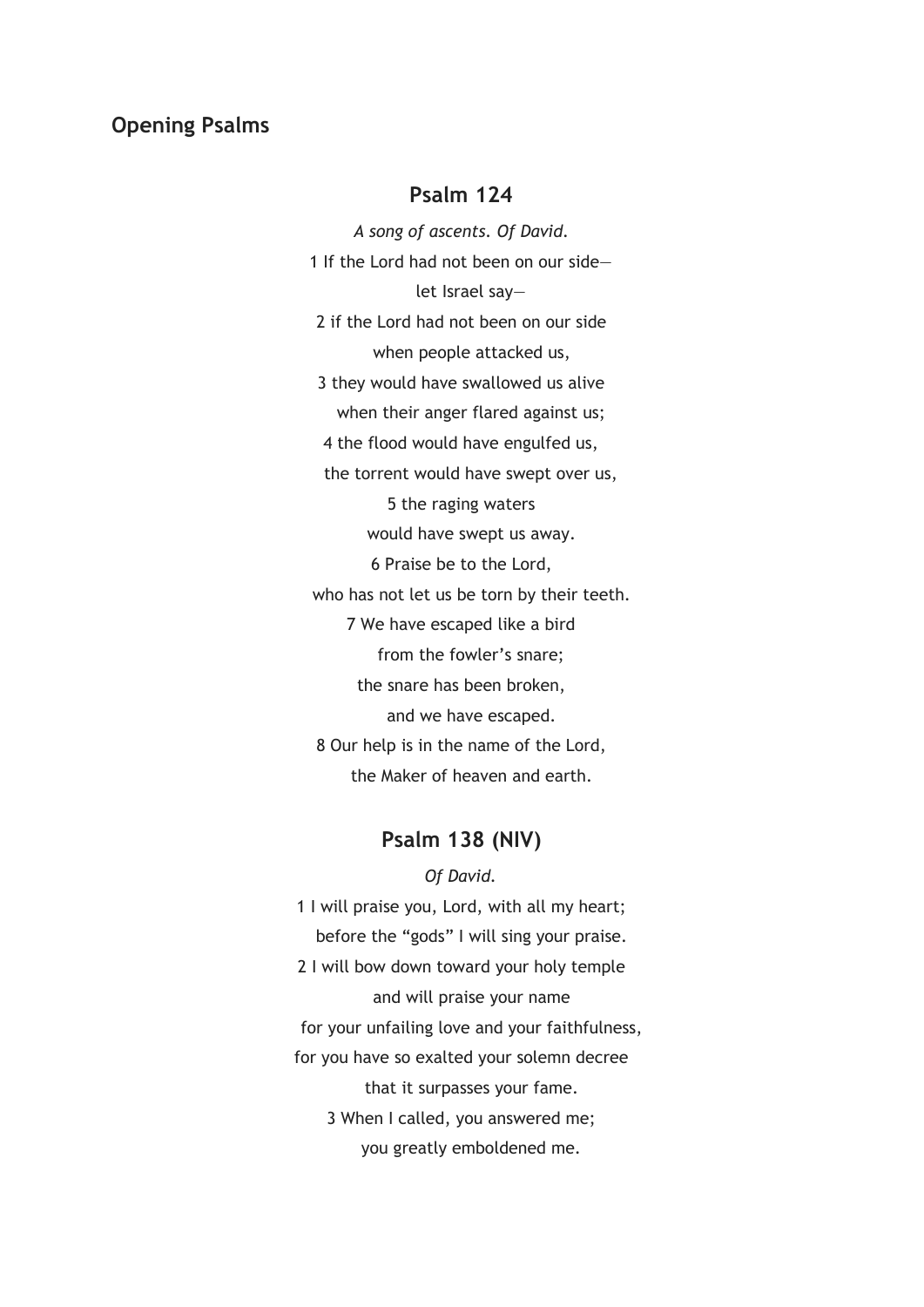## Opening Psalms

### Psalm 124

*A song of ascents. Of David.*

1 If the Lord had not been on our side—
let Israel say—
2 if the Lord had not been on our side
when people attacked us,
3 they would have swallowed us alive
when their anger flared against us;
4 the flood would have engulfed us,
the torrent would have swept over us,
5 the raging waters
would have swept us away.
6 Praise be to the Lord,
who has not let us be torn by their teeth.
7 We have escaped like a bird
from the fowler's snare;
the snare has been broken,
and we have escaped.
8 Our help is in the name of the Lord,
the Maker of heaven and earth.

### Psalm 138 (NIV)

*Of David.*

1 I will praise you, Lord, with all my heart;
before the "gods" I will sing your praise.
2 I will bow down toward your holy temple
and will praise your name
for your unfailing love and your faithfulness,
for you have so exalted your solemn decree
that it surpasses your fame.
3 When I called, you answered me;
you greatly emboldened me.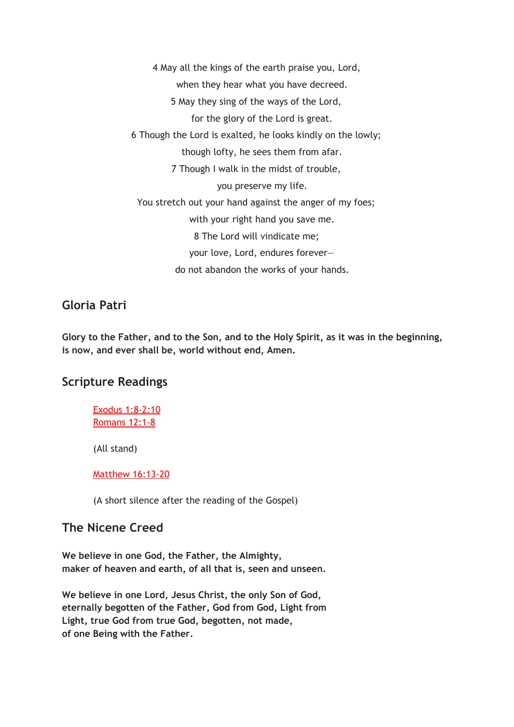4 May all the kings of the earth praise you, Lord,  
when they hear what you have decreed.  
5 May they sing of the ways of the Lord,  
for the glory of the Lord is great.  
6 Though the Lord is exalted, he looks kindly on the lowly;  
though lofty, he sees them from afar.  
7 Though I walk in the midst of trouble,  
you preserve my life.  
You stretch out your hand against the anger of my foes;  
with your right hand you save me.  
8 The Lord will vindicate me;  
your love, Lord, endures forever—  
do not abandon the works of your hands.

## Gloria Patri

**Glory to the Father, and to the Son, and to the Holy Spirit, as it was in the beginning, is now, and ever shall be, world without end, Amen.**

## Scripture Readings

Exodus 1:8-2:10  
Romans 12:1-8

(All stand)

Matthew 16:13-20

(A short silence after the reading of the Gospel)

## The Nicene Creed

**We believe in one God, the Father, the Almighty,  
maker of heaven and earth, of all that is, seen and unseen.**

**We believe in one Lord, Jesus Christ, the only Son of God,  
eternally begotten of the Father, God from God, Light from  
Light, true God from true God, begotten, not made,  
of one Being with the Father.**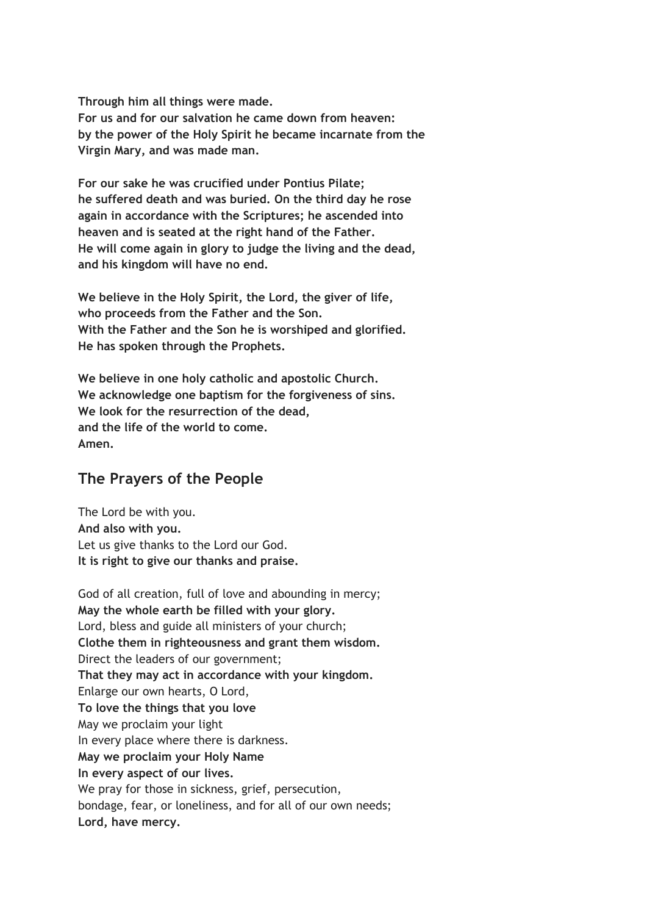**Through him all things were made.**
**For us and for our salvation he came down from heaven:**
**by the power of the Holy Spirit he became incarnate from the Virgin Mary, and was made man.**

**For our sake he was crucified under Pontius Pilate;**
**he suffered death and was buried. On the third day he rose again in accordance with the Scriptures; he ascended into heaven and is seated at the right hand of the Father.**
**He will come again in glory to judge the living and the dead, and his kingdom will have no end.**

**We believe in the Holy Spirit, the Lord, the giver of life,**
**who proceeds from the Father and the Son.**
**With the Father and the Son he is worshiped and glorified.**
**He has spoken through the Prophets.**

**We believe in one holy catholic and apostolic Church.**
**We acknowledge one baptism for the forgiveness of sins.**
**We look for the resurrection of the dead,**
**and the life of the world to come.**
**Amen.**

## The Prayers of the People

The Lord be with you.
**And also with you.**
Let us give thanks to the Lord our God.
**It is right to give our thanks and praise.**

God of all creation, full of love and abounding in mercy;
**May the whole earth be filled with your glory.**
Lord, bless and guide all ministers of your church;
**Clothe them in righteousness and grant them wisdom.**
Direct the leaders of our government;
**That they may act in accordance with your kingdom.**
Enlarge our own hearts, O Lord,
**To love the things that you love**
May we proclaim your light
In every place where there is darkness.
**May we proclaim your Holy Name**
**In every aspect of our lives.**
We pray for those in sickness, grief, persecution,
bondage, fear, or loneliness, and for all of our own needs;
**Lord, have mercy.**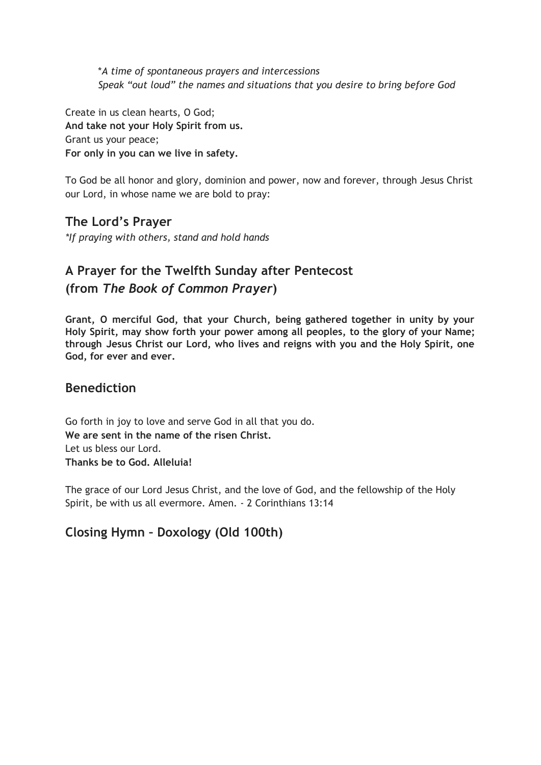**A time of spontaneous prayers and intercessions*
*Speak “out loud” the names and situations that you desire to bring before God*

Create in us clean hearts, O God;
**And take not your Holy Spirit from us.**
Grant us your peace;
**For only in you can we live in safety.**

To God be all honor and glory, dominion and power, now and forever, through Jesus Christ our Lord, in whose name we are bold to pray:

## The Lord’s Prayer

**If praying with others, stand and hold hands*

## A Prayer for the Twelfth Sunday after Pentecost (from *The Book of Common Prayer*)

**Grant, O merciful God, that your Church, being gathered together in unity by your Holy Spirit, may show forth your power among all peoples, to the glory of your Name; through Jesus Christ our Lord, who lives and reigns with you and the Holy Spirit, one God, for ever and ever.**

## Benediction

Go forth in joy to love and serve God in all that you do.
**We are sent in the name of the risen Christ.**
Let us bless our Lord.
**Thanks be to God. Alleluia!**

The grace of our Lord Jesus Christ, and the love of God, and the fellowship of the Holy Spirit, be with us all evermore. Amen. - 2 Corinthians 13:14

## Closing Hymn – Doxology (Old 100th)